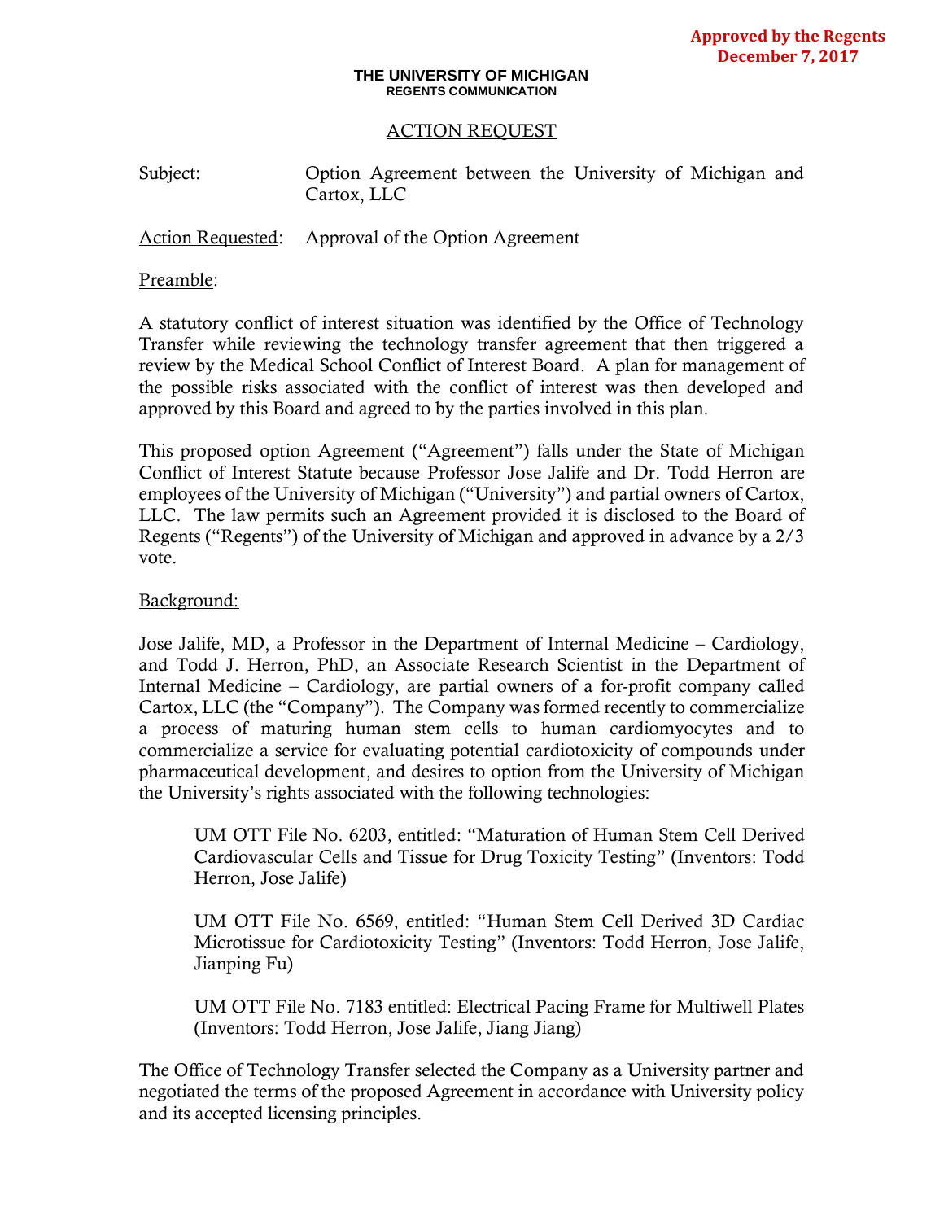**Approved by the Regents December 7, 2017**

**THE UNIVERSITY OF MICHIGAN**
**REGENTS COMMUNICATION**

ACTION REQUEST

Subject: Option Agreement between the University of Michigan and Cartox, LLC

Action Requested: Approval of the Option Agreement

Preamble:

A statutory conflict of interest situation was identified by the Office of Technology Transfer while reviewing the technology transfer agreement that then triggered a review by the Medical School Conflict of Interest Board. A plan for management of the possible risks associated with the conflict of interest was then developed and approved by this Board and agreed to by the parties involved in this plan.

This proposed option Agreement ("Agreement") falls under the State of Michigan Conflict of Interest Statute because Professor Jose Jalife and Dr. Todd Herron are employees of the University of Michigan ("University") and partial owners of Cartox, LLC. The law permits such an Agreement provided it is disclosed to the Board of Regents ("Regents") of the University of Michigan and approved in advance by a 2/3 vote.

Background:

Jose Jalife, MD, a Professor in the Department of Internal Medicine – Cardiology, and Todd J. Herron, PhD, an Associate Research Scientist in the Department of Internal Medicine – Cardiology, are partial owners of a for-profit company called Cartox, LLC (the "Company"). The Company was formed recently to commercialize a process of maturing human stem cells to human cardiomyocytes and to commercialize a service for evaluating potential cardiotoxicity of compounds under pharmaceutical development, and desires to option from the University of Michigan the University's rights associated with the following technologies:

> UM OTT File No. 6203, entitled: "Maturation of Human Stem Cell Derived Cardiovascular Cells and Tissue for Drug Toxicity Testing" (Inventors: Todd Herron, Jose Jalife)
>
> UM OTT File No. 6569, entitled: "Human Stem Cell Derived 3D Cardiac Microtissue for Cardiotoxicity Testing" (Inventors: Todd Herron, Jose Jalife, Jianping Fu)
>
> UM OTT File No. 7183 entitled: Electrical Pacing Frame for Multiwell Plates (Inventors: Todd Herron, Jose Jalife, Jiang Jiang)

The Office of Technology Transfer selected the Company as a University partner and negotiated the terms of the proposed Agreement in accordance with University policy and its accepted licensing principles.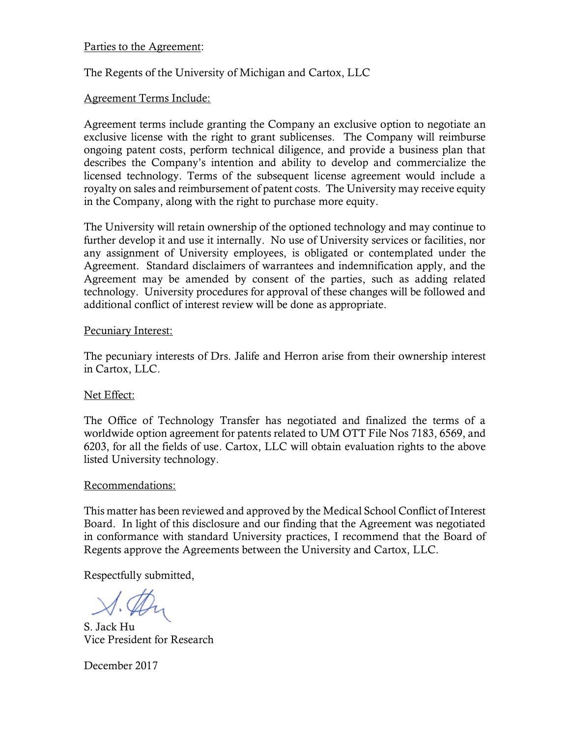Parties to the Agreement:

The Regents of the University of Michigan and Cartox, LLC

Agreement Terms Include:

Agreement terms include granting the Company an exclusive option to negotiate an exclusive license with the right to grant sublicenses. The Company will reimburse ongoing patent costs, perform technical diligence, and provide a business plan that describes the Company's intention and ability to develop and commercialize the licensed technology. Terms of the subsequent license agreement would include a royalty on sales and reimbursement of patent costs. The University may receive equity in the Company, along with the right to purchase more equity.

The University will retain ownership of the optioned technology and may continue to further develop it and use it internally. No use of University services or facilities, nor any assignment of University employees, is obligated or contemplated under the Agreement. Standard disclaimers of warrantees and indemnification apply, and the Agreement may be amended by consent of the parties, such as adding related technology. University procedures for approval of these changes will be followed and additional conflict of interest review will be done as appropriate.

Pecuniary Interest:

The pecuniary interests of Drs. Jalife and Herron arise from their ownership interest in Cartox, LLC.

Net Effect:

The Office of Technology Transfer has negotiated and finalized the terms of a worldwide option agreement for patents related to UM OTT File Nos 7183, 6569, and 6203, for all the fields of use. Cartox, LLC will obtain evaluation rights to the above listed University technology.

Recommendations:

This matter has been reviewed and approved by the Medical School Conflict of Interest Board. In light of this disclosure and our finding that the Agreement was negotiated in conformance with standard University practices, I recommend that the Board of Regents approve the Agreements between the University and Cartox, LLC.

Respectfully submitted,

S. Jack Hu
Vice President for Research

December 2017